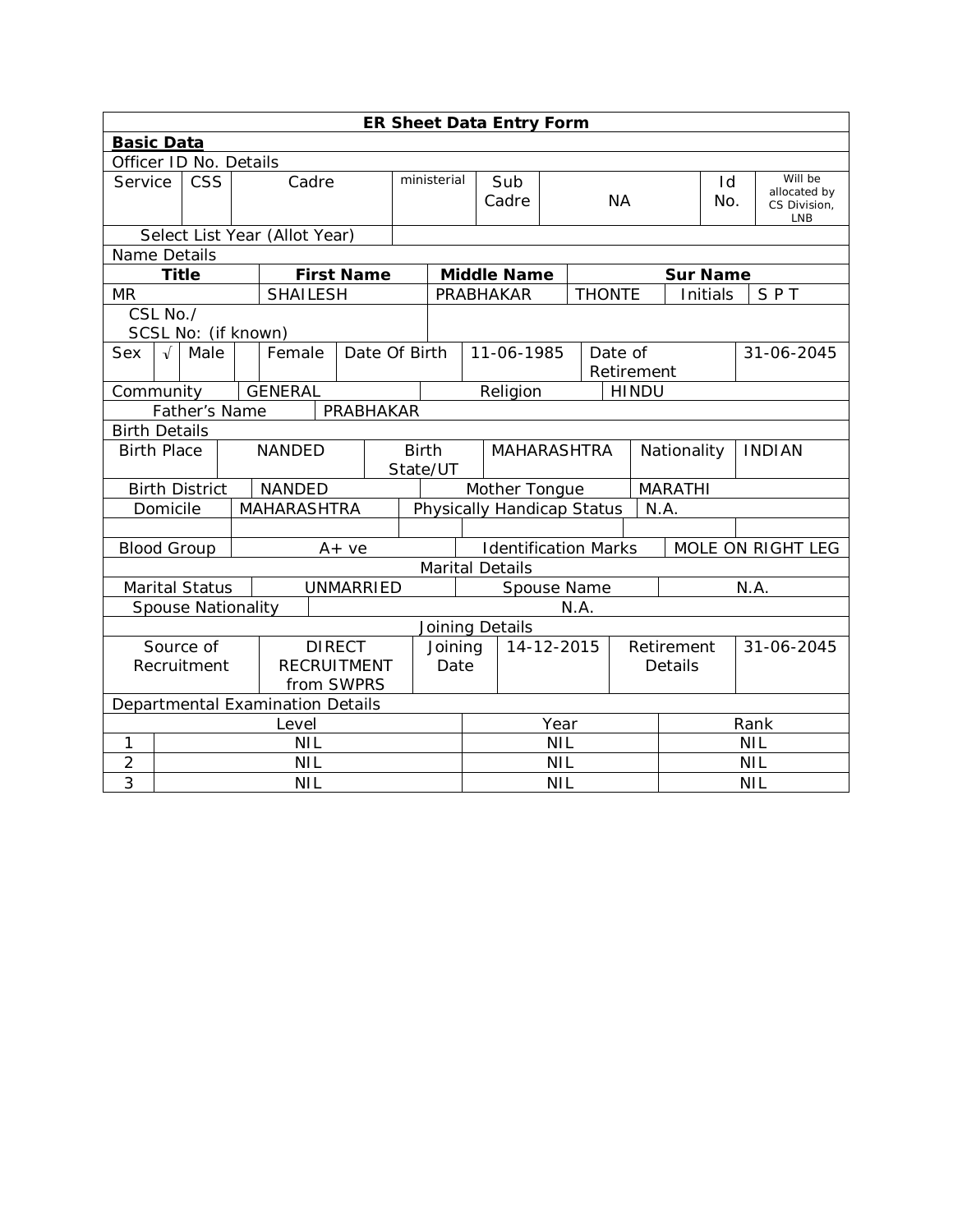**ER Sheet Data Entry Form**

**Basic Data**

Officer ID No. Details

| Service | CSS | Cadre | ministerial | Sub Cadre | NA | Id No. | Will be allocated by CS Division, LNB |
|---|---|---|---|---|---|---|---|
| Select List Year (Allot Year) | | | | | | | |

Name Details

| Title | First Name | Middle Name | Sur Name | | |
|---|---|---|---|---|---|
| MR | SHAILESH | PRABHAKAR | THONTE | Initials | S P T |
| CSL No./ SCSL No: (if known) | | | | | |

| Sex | √ | Male | | Female | Date Of Birth | 11-06-1985 | Date of Retirement | 31-06-2045 |
|---|---|---|---|---|---|---|---|---|

| Community | GENERAL | Religion | HINDU |
|---|---|---|---|
| Father's Name | PRABHAKAR | | |

Birth Details

| Birth Place | NANDED | Birth State/UT | MAHARASHTRA | Nationality | INDIAN |
|---|---|---|---|---|---|
| Birth District | NANDED | Mother Tongue | MARATHI | | |
| Domicile | MAHARASHTRA | Physically Handicap Status | N.A. | | |
| | | | | | |
| Blood Group | A+ ve | Identification Marks | MOLE ON RIGHT LEG | | |

Marital Details

| Marital Status | UNMARRIED | Spouse Name | N.A. |
|---|---|---|---|
| Spouse Nationality | N.A. | | |

Joining Details

| Source of Recruitment | DIRECT RECRUITMENT from SWPRS | Joining Date | 14-12-2015 | Retirement Details | 31-06-2045 |
|---|---|---|---|---|---|

Departmental Examination Details

| | Level | Year | Rank |
|---|---|---|---|
| 1 | NIL | NIL | NIL |
| 2 | NIL | NIL | NIL |
| 3 | NIL | NIL | NIL |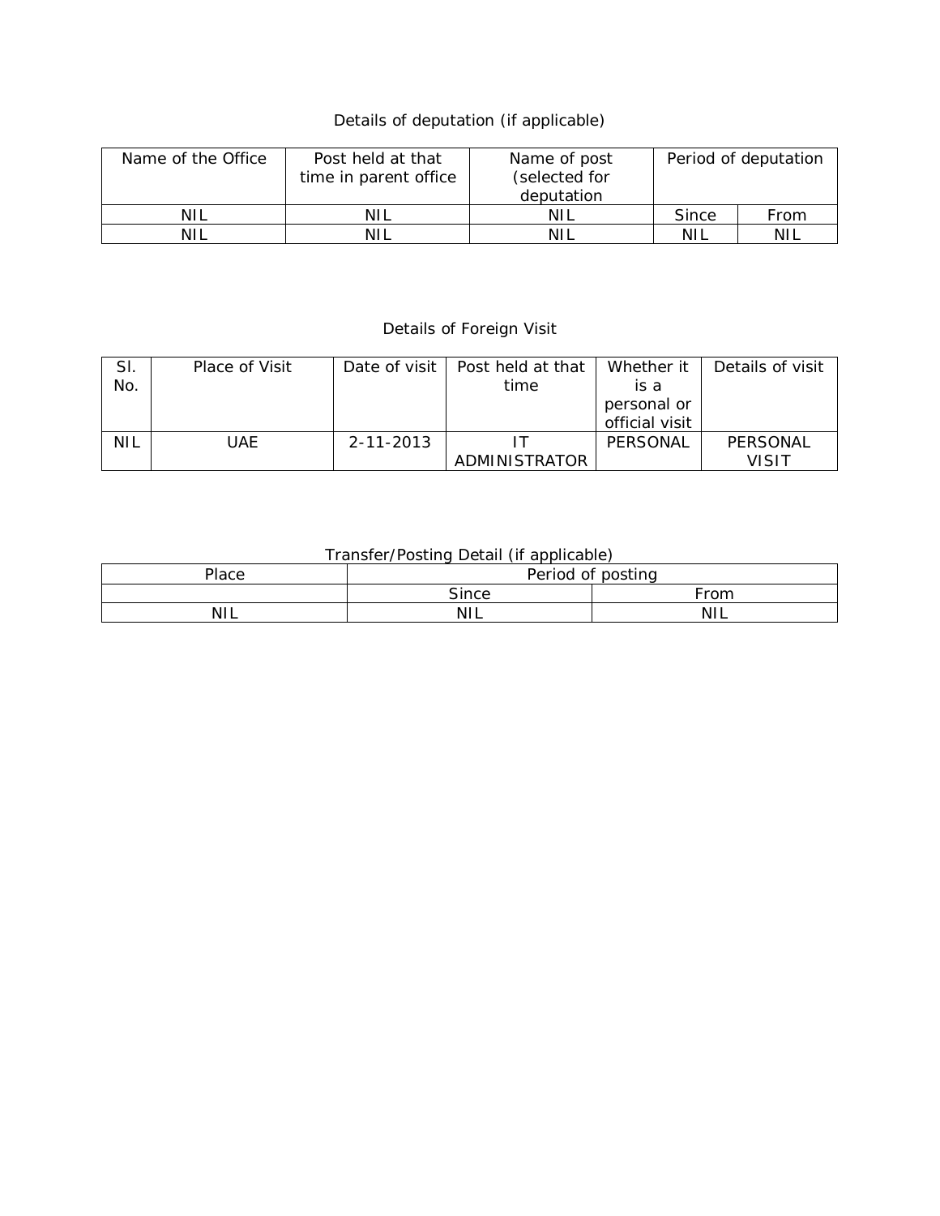Details of deputation (if applicable)

| Name of the Office | Post held at that time in parent office | Name of post (selected for deputation | Period of deputation | |
|---|---|---|---|---|
| NIL | NIL | NIL | Since | From |
| NIL | NIL | NIL | NIL | NIL |

Details of Foreign Visit

| Sl. No. | Place of Visit | Date of visit | Post held at that time | Whether it is a personal or official visit | Details of visit |
|---|---|---|---|---|---|
| NIL | UAE | 2-11-2013 | IT ADMINISTRATOR | PERSONAL | PERSONAL VISIT |

Transfer/Posting Detail (if applicable)

| Place | Period of posting | |
|---|---|---|
| | Since | From |
| NIL | NIL | NIL |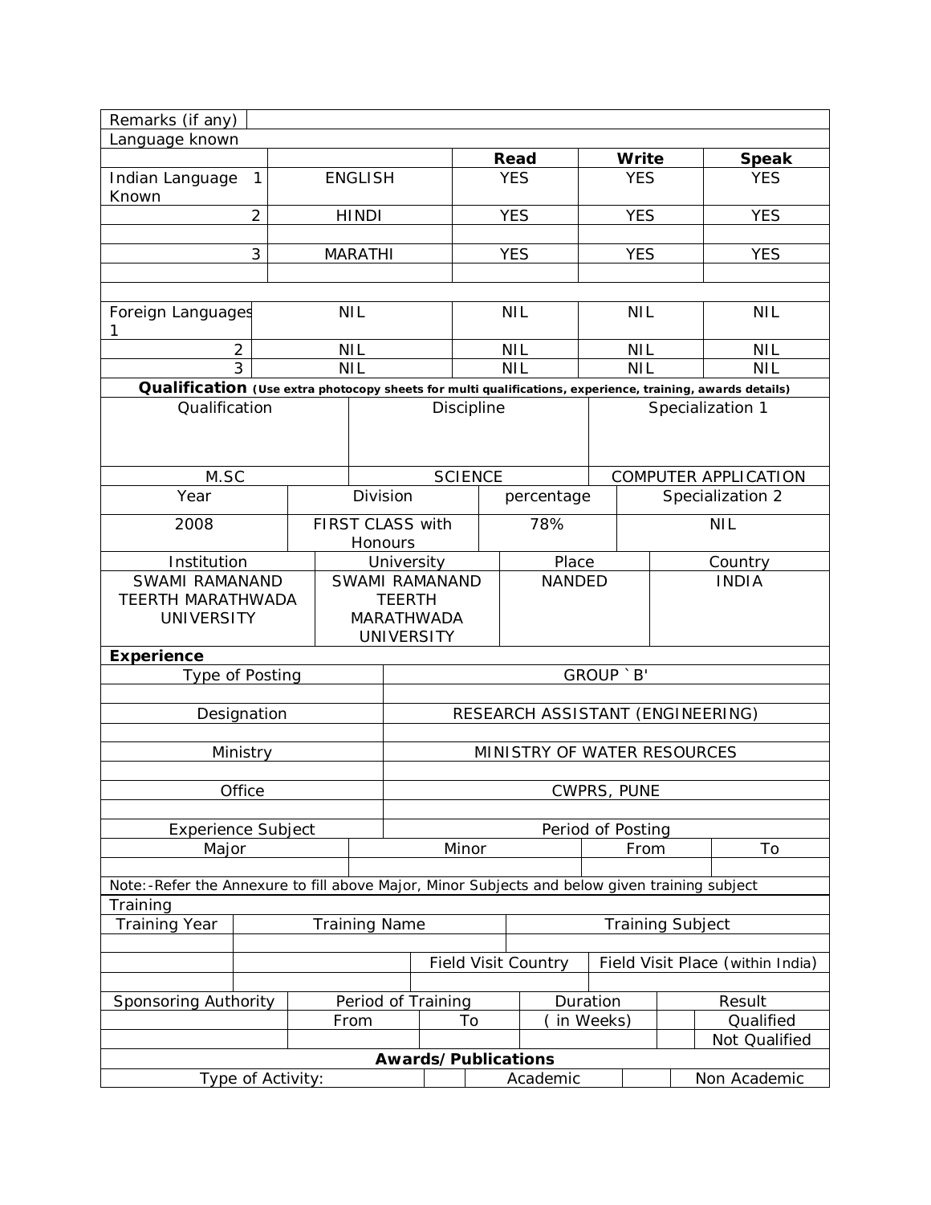| Remarks (if any) | | | | |
|---|---|---|---|---|
| **Language known** | | | | |
| | | **Read** | **Write** | **Speak** |
| Indian Language Known 1 | ENGLISH | YES | YES | YES |
| 2 | HINDI | YES | YES | YES |
| 3 | MARATHI | YES | YES | YES |
| Foreign Languages 1 | NIL | NIL | NIL | NIL |
| 2 | NIL | NIL | NIL | NIL |
| 3 | NIL | NIL | NIL | NIL |

**Qualification** **(Use extra photocopy sheets for multi qualifications, experience, training, awards details)**

| Qualification | Discipline | Specialization 1 |
|---|---|---|
| M.SC | SCIENCE | COMPUTER APPLICATION |

| Year | Division | percentage | Specialization 2 |
|---|---|---|---|
| 2008 | FIRST CLASS with Honours | 78% | NIL |

| Institution | University | Place | Country |
|---|---|---|---|
| SWAMI RAMANAND TEERTH MARATHWADA UNIVERSITY | SWAMI RAMANAND TEERTH MARATHWADA UNIVERSITY | NANDED | INDIA |

**Experience**

| Type of Posting | GROUP `B' |
|---|---|
| Designation | RESEARCH ASSISTANT (ENGINEERING) |
| Ministry | MINISTRY OF WATER RESOURCES |
| Office | CWPRS, PUNE |
| Experience Subject | Period of Posting |

| Major | Minor | From | To |
|---|---|---|---|
| | | | |

Note:-Refer the Annexure to fill above Major, Minor Subjects and below given training subject

**Training**

| Training Year | Training Name | | Training Subject |
|---|---|---|---|
| | | | |
| | | Field Visit Country | Field Visit Place (within India) |
| | | | |

| Sponsoring Authority | Period of Training | | Duration | | Result |
|---|---|---|---|---|---|
| | From | To | ( in Weeks) | | Qualified |
| | | | | | Not Qualified |

**Awards/Publications**

| Type of Activity: | | Academic | | Non Academic |
|---|---|---|---|---|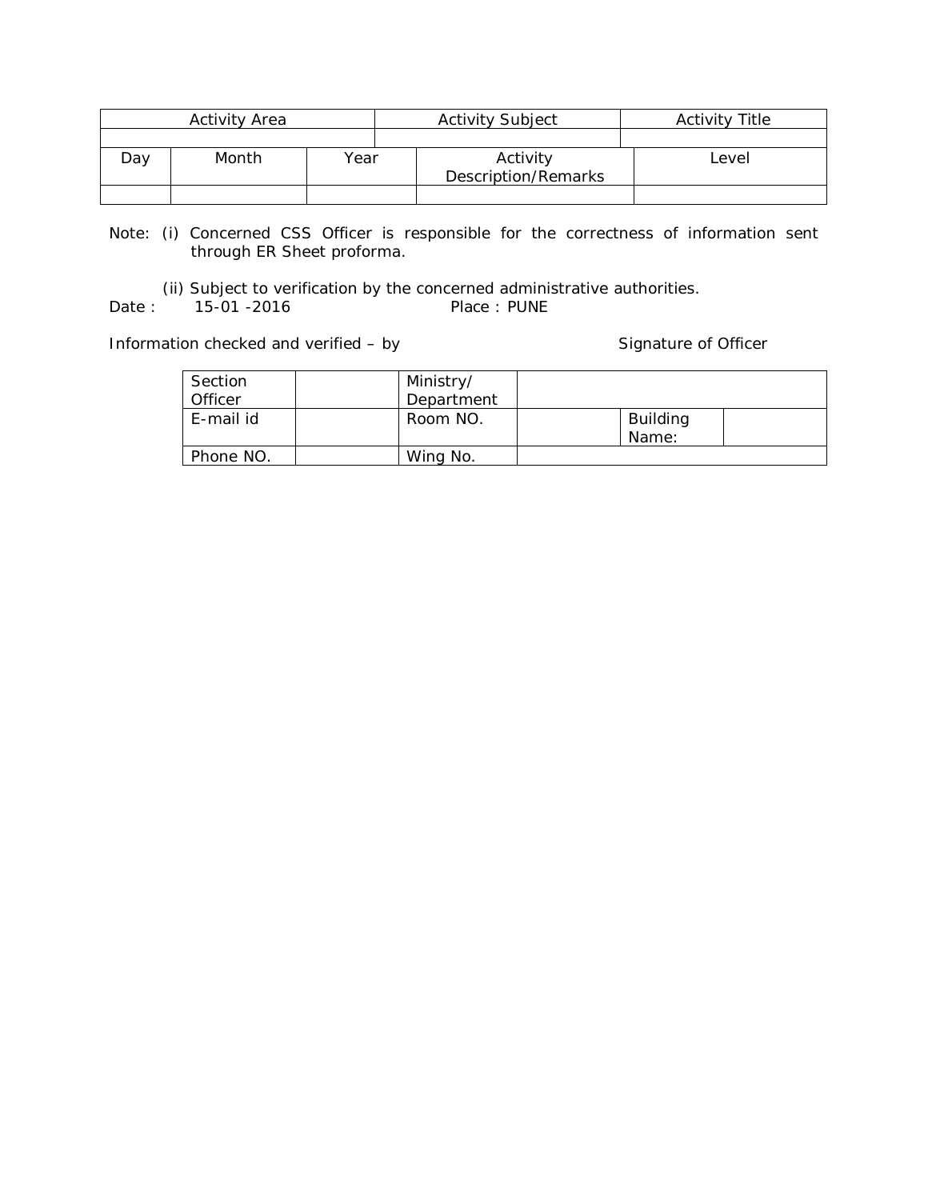| Activity Area | | | Activity Subject | Activity Title |
|---|---|---|---|---|
| | | | | |
| Day | Month | Year | Activity Description/Remarks | Level |
| | | | | |

Note: (i) Concerned CSS Officer is responsible for the correctness of information sent through ER Sheet proforma.

(ii) Subject to verification by the concerned administrative authorities.

Date : 15-01 -2016 Place : PUNE

Information checked and verified – by Signature of Officer

| | | | | | |
|---|---|---|---|---|---|
| Section Officer | | Ministry/ Department | | | |
| E-mail id | | Room NO. | | Building Name: | |
| Phone NO. | | Wing No. | | | |